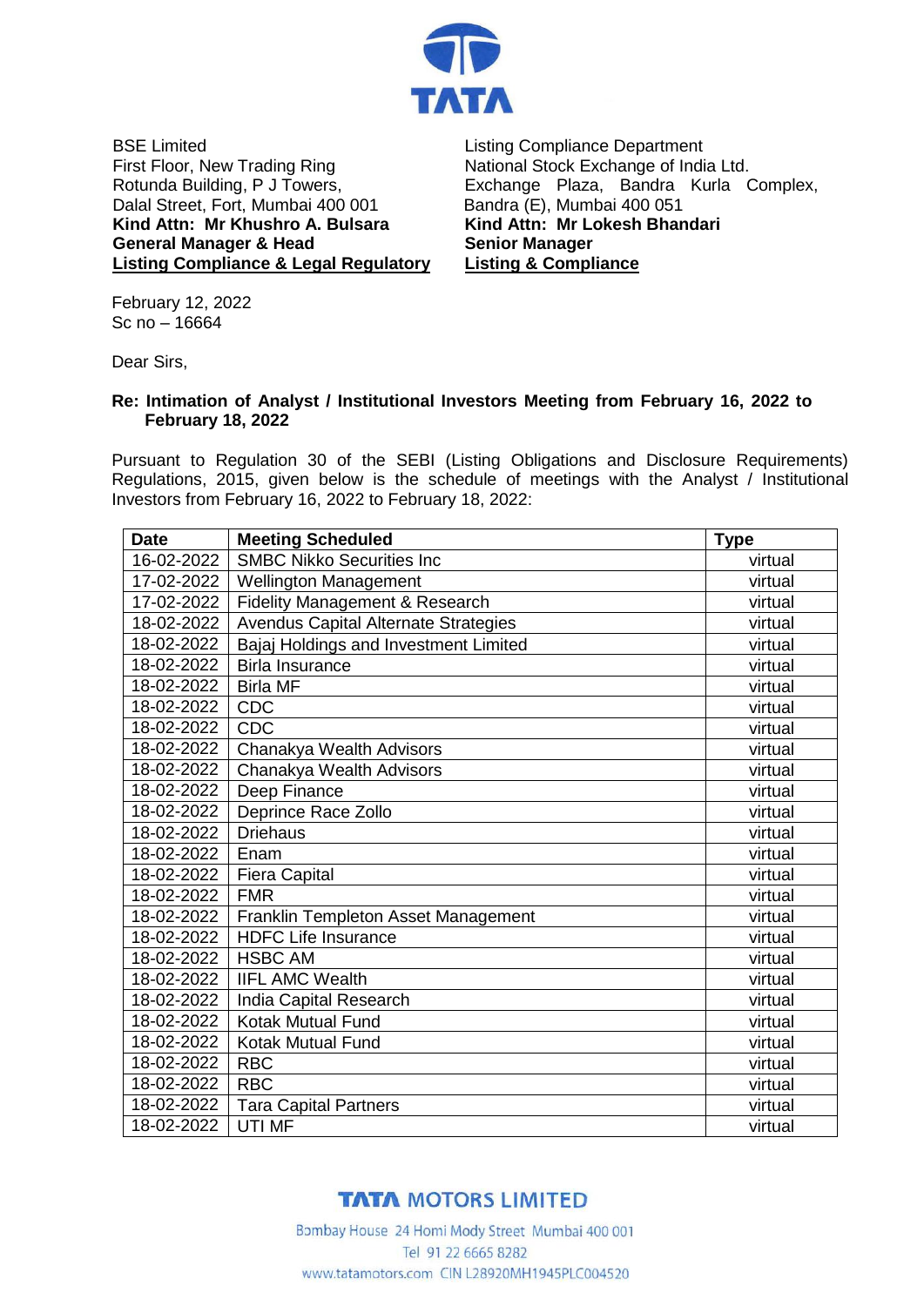TATA

BSE Limited
First Floor, New Trading Ring
Rotunda Building, P J Towers,
Dalal Street, Fort, Mumbai 400 001
**Kind Attn: Mr Khushro A. Bulsara**
**General Manager & Head**
**Listing Compliance & Legal Regulatory**

Listing Compliance Department
National Stock Exchange of India Ltd.
Exchange Plaza, Bandra Kurla Complex,
Bandra (E), Mumbai 400 051
**Kind Attn: Mr Lokesh Bhandari**
**Senior Manager**
**Listing & Compliance**

February 12, 2022
Sc no – 16664

Dear Sirs,

**Re: Intimation of Analyst / Institutional Investors Meeting from February 16, 2022 to February 18, 2022**

Pursuant to Regulation 30 of the SEBI (Listing Obligations and Disclosure Requirements) Regulations, 2015, given below is the schedule of meetings with the Analyst / Institutional Investors from February 16, 2022 to February 18, 2022:

| Date | Meeting Scheduled | Type |
|---|---|---|
| 16-02-2022 | SMBC Nikko Securities Inc | virtual |
| 17-02-2022 | Wellington Management | virtual |
| 17-02-2022 | Fidelity Management & Research | virtual |
| 18-02-2022 | Avendus Capital Alternate Strategies | virtual |
| 18-02-2022 | Bajaj Holdings and Investment Limited | virtual |
| 18-02-2022 | Birla Insurance | virtual |
| 18-02-2022 | Birla MF | virtual |
| 18-02-2022 | CDC | virtual |
| 18-02-2022 | CDC | virtual |
| 18-02-2022 | Chanakya Wealth Advisors | virtual |
| 18-02-2022 | Chanakya Wealth Advisors | virtual |
| 18-02-2022 | Deep Finance | virtual |
| 18-02-2022 | Deprince Race Zollo | virtual |
| 18-02-2022 | Driehaus | virtual |
| 18-02-2022 | Enam | virtual |
| 18-02-2022 | Fiera Capital | virtual |
| 18-02-2022 | FMR | virtual |
| 18-02-2022 | Franklin Templeton Asset Management | virtual |
| 18-02-2022 | HDFC Life Insurance | virtual |
| 18-02-2022 | HSBC AM | virtual |
| 18-02-2022 | IIFL AMC Wealth | virtual |
| 18-02-2022 | India Capital Research | virtual |
| 18-02-2022 | Kotak Mutual Fund | virtual |
| 18-02-2022 | Kotak Mutual Fund | virtual |
| 18-02-2022 | RBC | virtual |
| 18-02-2022 | RBC | virtual |
| 18-02-2022 | Tara Capital Partners | virtual |
| 18-02-2022 | UTI MF | virtual |

**TATA MOTORS LIMITED**
Bombay House 24 Homi Mody Street Mumbai 400 001
Tel 91 22 6665 8282
www.tatamotors.com CIN L28920MH1945PLC004520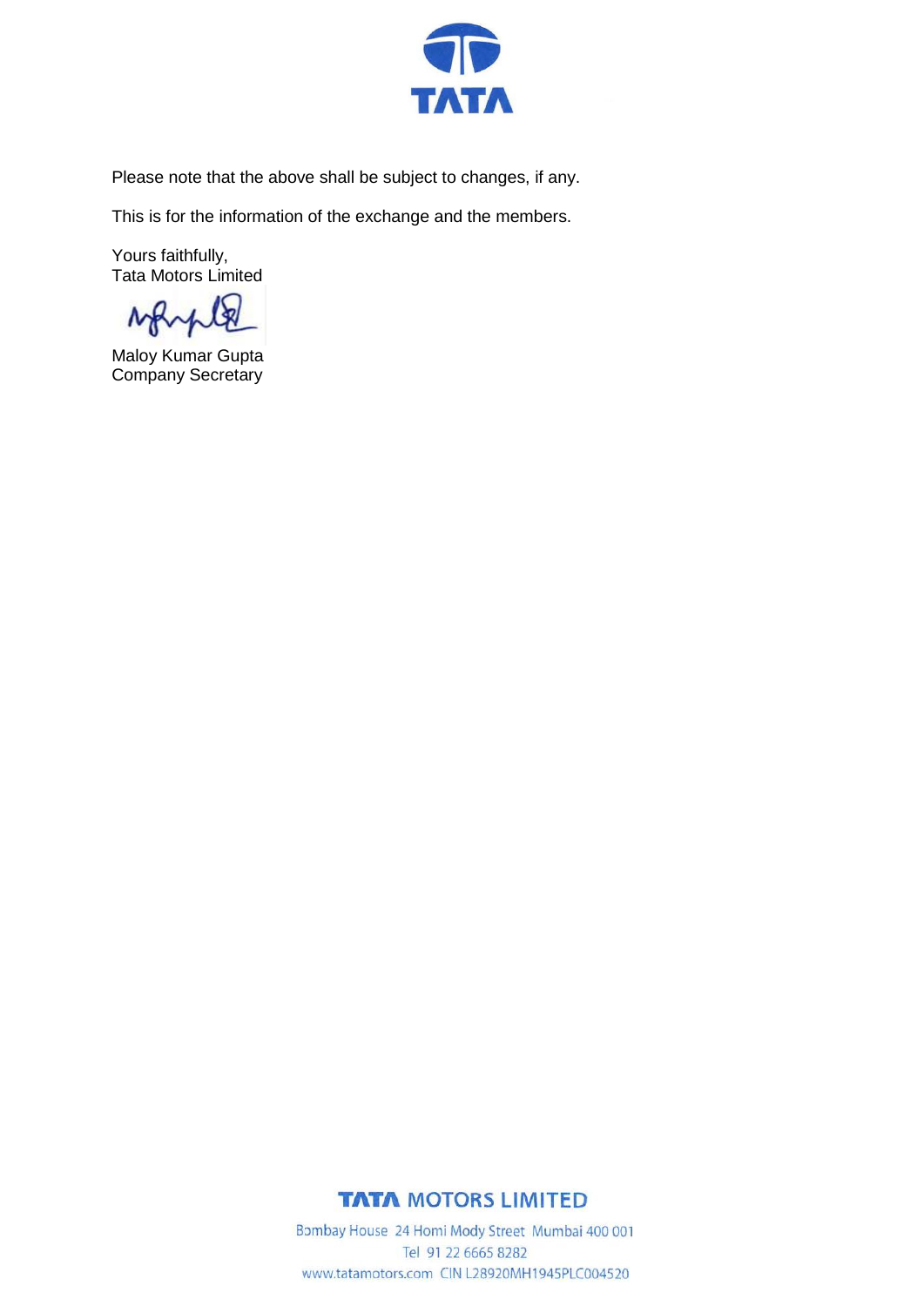Please note that the above shall be subject to changes, if any.

This is for the information of the exchange and the members.

Yours faithfully,
Tata Motors Limited

Maloy Kumar Gupta
Company Secretary

**TATA MOTORS LIMITED**

Bombay House 24 Homi Mody Street Mumbai 400 001
Tel 91 22 6665 8282
www.tatamotors.com CIN L28920MH1945PLC004520